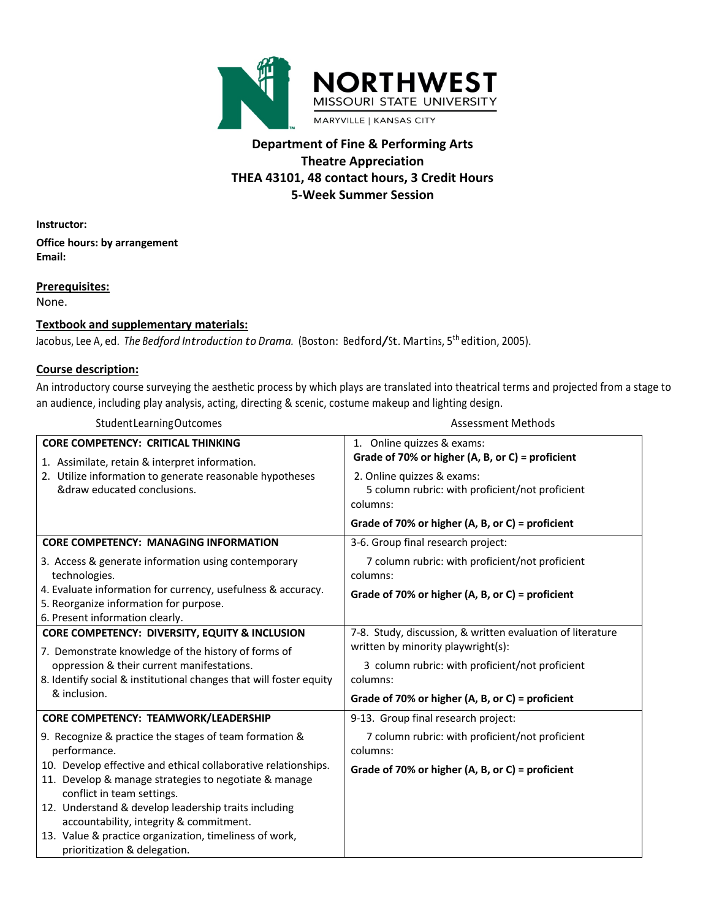# NORTHWEST
MISSOURI STATE UNIVERSITY
MARYVILLE | KANSAS CITY

## Department of Fine & Performing Arts
## Theatre Appreciation
## THEA 43101, 48 contact hours, 3 Credit Hours
## 5-Week Summer Session

**Instructor:**

**Office hours: by arrangement**
**Email:**

**Prerequisites:**
None.

**Textbook and supplementary materials:**
Jacobus, Lee A, ed. *The Bedford Introduction to Drama.* (Boston: Bedford/St. Martins, 5th edition, 2005).

**Course description:**
An introductory course surveying the aesthetic process by which plays are translated into theatrical terms and projected from a stage to an audience, including play analysis, acting, directing & scenic, costume makeup and lighting design.

| Student Learning Outcomes | Assessment Methods |
|---|---|
| **CORE COMPETENCY: CRITICAL THINKING**<br>1. Assimilate, retain & interpret information.<br>2. Utilize information to generate reasonable hypotheses &draw educated conclusions. | 1. Online quizzes & exams:<br>**Grade of 70% or higher (A, B, or C) = proficient**<br>2. Online quizzes & exams:<br>5 column rubric: with proficient/not proficient columns:<br>**Grade of 70% or higher (A, B, or C) = proficient** |
| **CORE COMPETENCY: MANAGING INFORMATION**<br>3. Access & generate information using contemporary technologies.<br>4. Evaluate information for currency, usefulness & accuracy.<br>5. Reorganize information for purpose.<br>6. Present information clearly. | 3-6. Group final research project:<br>7 column rubric: with proficient/not proficient columns:<br>**Grade of 70% or higher (A, B, or C) = proficient** |
| **CORE COMPETENCY: DIVERSITY, EQUITY & INCLUSION**<br>7. Demonstrate knowledge of the history of forms of oppression & their current manifestations.<br>8. Identify social & institutional changes that will foster equity & inclusion. | 7-8. Study, discussion, & written evaluation of literature written by minority playwright(s):<br>3 column rubric: with proficient/not proficient columns:<br>**Grade of 70% or higher (A, B, or C) = proficient** |
| **CORE COMPETENCY: TEAMWORK/LEADERSHIP**<br>9. Recognize & practice the stages of team formation & performance.<br>10. Develop effective and ethical collaborative relationships.<br>11. Develop & manage strategies to negotiate & manage conflict in team settings.<br>12. Understand & develop leadership traits including accountability, integrity & commitment.<br>13. Value & practice organization, timeliness of work, prioritization & delegation. | 9-13. Group final research project:<br>7 column rubric: with proficient/not proficient columns:<br>**Grade of 70% or higher (A, B, or C) = proficient** |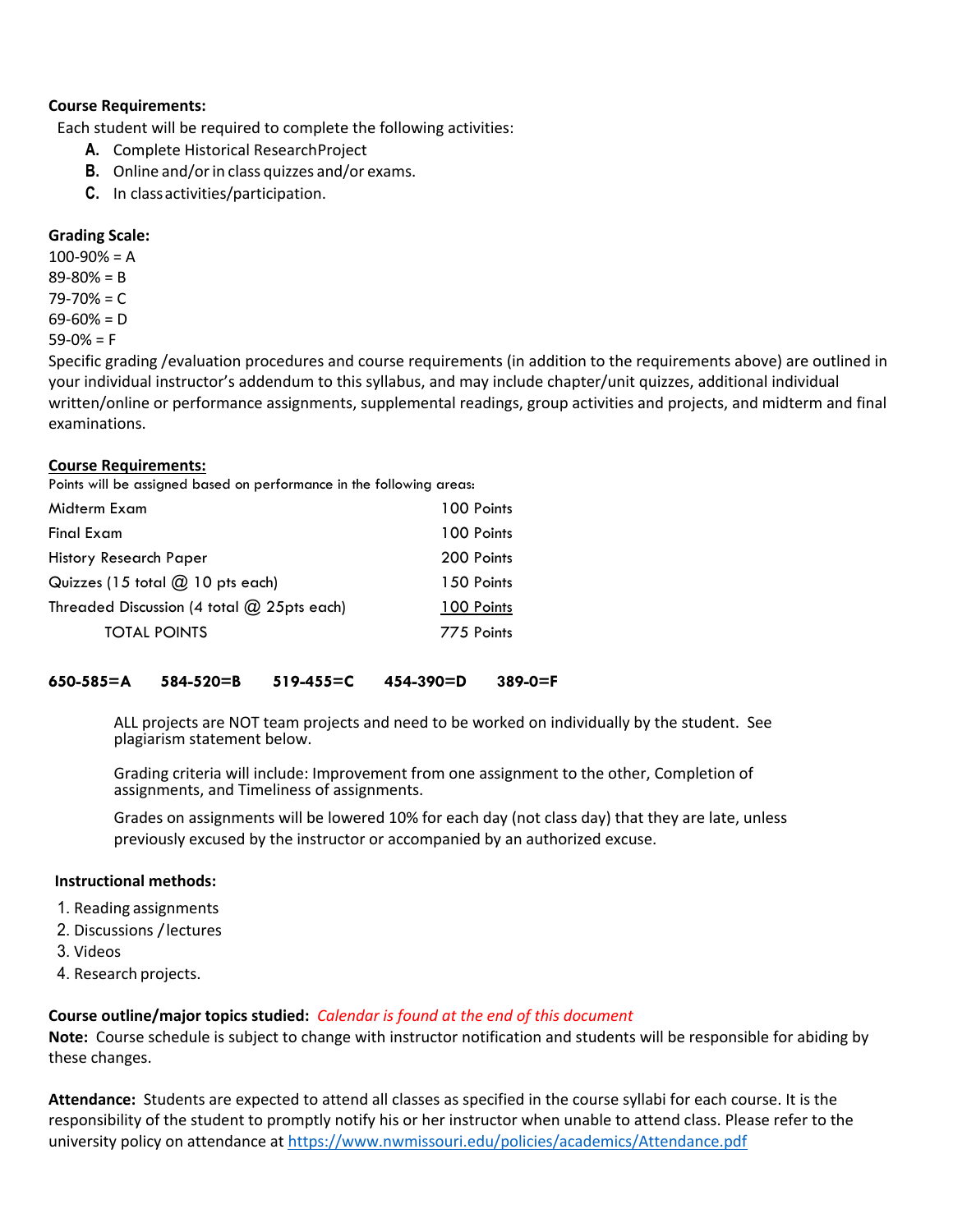**Course Requirements:**

Each student will be required to complete the following activities:

- **A.** Complete Historical ResearchProject
- **B.** Online and/or in class quizzes and/or exams.
- **C.** In class activities/participation.

**Grading Scale:**

100-90% = A
89-80% = B
79-70% = C
69-60% = D
59-0% = F

Specific grading /evaluation procedures and course requirements (in addition to the requirements above) are outlined in your individual instructor's addendum to this syllabus, and may include chapter/unit quizzes, additional individual written/online or performance assignments, supplemental readings, group activities and projects, and midterm and final examinations.

**Course Requirements:**

Points will be assigned based on performance in the following areas:

| | |
|---|---|
| Midterm Exam | 100 Points |
| Final Exam | 100 Points |
| History Research Paper | 200 Points |
| Quizzes (15 total @ 10 pts each) | 150 Points |
| Threaded Discussion (4 total @ 25pts each) | 100 Points |
| TOTAL POINTS | 775 Points |

**650-585=A 584-520=B 519-455=C 454-390=D 389-0=F**

ALL projects are NOT team projects and need to be worked on individually by the student. See plagiarism statement below.

Grading criteria will include: Improvement from one assignment to the other, Completion of assignments, and Timeliness of assignments.

Grades on assignments will be lowered 10% for each day (not class day) that they are late, unless previously excused by the instructor or accompanied by an authorized excuse.

**Instructional methods:**

1. Reading assignments
2. Discussions / lectures
3. Videos
4. Research projects.

**Course outline/major topics studied:** *Calendar is found at the end of this document*

**Note:** Course schedule is subject to change with instructor notification and students will be responsible for abiding by these changes.

**Attendance:** Students are expected to attend all classes as specified in the course syllabi for each course. It is the responsibility of the student to promptly notify his or her instructor when unable to attend class. Please refer to the university policy on attendance at https://www.nwmissouri.edu/policies/academics/Attendance.pdf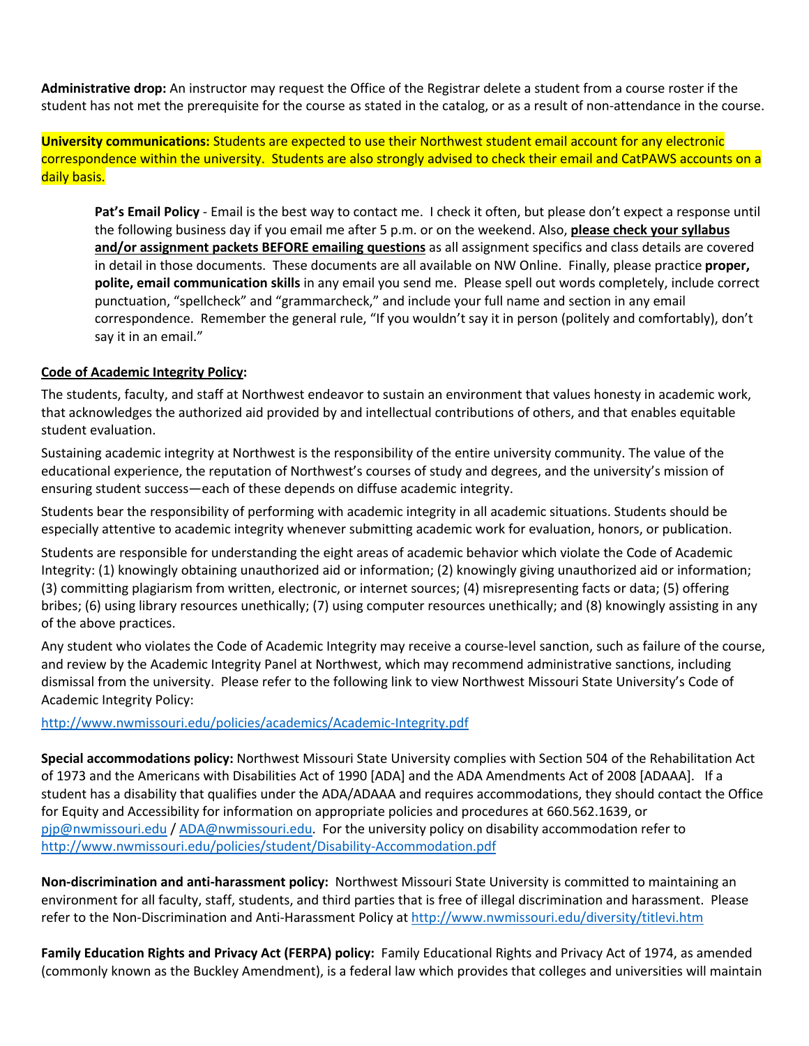**Administrative drop:** An instructor may request the Office of the Registrar delete a student from a course roster if the student has not met the prerequisite for the course as stated in the catalog, or as a result of non-attendance in the course.

**University communications:** Students are expected to use their Northwest student email account for any electronic correspondence within the university. Students are also strongly advised to check their email and CatPAWS accounts on a daily basis.

> **Pat's Email Policy** - Email is the best way to contact me. I check it often, but please don't expect a response until the following business day if you email me after 5 p.m. or on the weekend. Also, **please check your syllabus and/or assignment packets BEFORE emailing questions** as all assignment specifics and class details are covered in detail in those documents. These documents are all available on NW Online. Finally, please practice **proper, polite, email communication skills** in any email you send me. Please spell out words completely, include correct punctuation, "spellcheck" and "grammarcheck," and include your full name and section in any email correspondence. Remember the general rule, "If you wouldn't say it in person (politely and comfortably), don't say it in an email."

**Code of Academic Integrity Policy:**

The students, faculty, and staff at Northwest endeavor to sustain an environment that values honesty in academic work, that acknowledges the authorized aid provided by and intellectual contributions of others, and that enables equitable student evaluation.

Sustaining academic integrity at Northwest is the responsibility of the entire university community. The value of the educational experience, the reputation of Northwest's courses of study and degrees, and the university's mission of ensuring student success—each of these depends on diffuse academic integrity.

Students bear the responsibility of performing with academic integrity in all academic situations. Students should be especially attentive to academic integrity whenever submitting academic work for evaluation, honors, or publication.

Students are responsible for understanding the eight areas of academic behavior which violate the Code of Academic Integrity: (1) knowingly obtaining unauthorized aid or information; (2) knowingly giving unauthorized aid or information; (3) committing plagiarism from written, electronic, or internet sources; (4) misrepresenting facts or data; (5) offering bribes; (6) using library resources unethically; (7) using computer resources unethically; and (8) knowingly assisting in any of the above practices.

Any student who violates the Code of Academic Integrity may receive a course-level sanction, such as failure of the course, and review by the Academic Integrity Panel at Northwest, which may recommend administrative sanctions, including dismissal from the university. Please refer to the following link to view Northwest Missouri State University's Code of Academic Integrity Policy:

http://www.nwmissouri.edu/policies/academics/Academic-Integrity.pdf

**Special accommodations policy:** Northwest Missouri State University complies with Section 504 of the Rehabilitation Act of 1973 and the Americans with Disabilities Act of 1990 [ADA] and the ADA Amendments Act of 2008 [ADAAA]. If a student has a disability that qualifies under the ADA/ADAAA and requires accommodations, they should contact the Office for Equity and Accessibility for information on appropriate policies and procedures at 660.562.1639, or pjp@nwmissouri.edu / ADA@nwmissouri.edu. For the university policy on disability accommodation refer to http://www.nwmissouri.edu/policies/student/Disability-Accommodation.pdf

**Non-discrimination and anti-harassment policy:** Northwest Missouri State University is committed to maintaining an environment for all faculty, staff, students, and third parties that is free of illegal discrimination and harassment. Please refer to the Non-Discrimination and Anti-Harassment Policy at http://www.nwmissouri.edu/diversity/titlevi.htm

**Family Education Rights and Privacy Act (FERPA) policy:** Family Educational Rights and Privacy Act of 1974, as amended (commonly known as the Buckley Amendment), is a federal law which provides that colleges and universities will maintain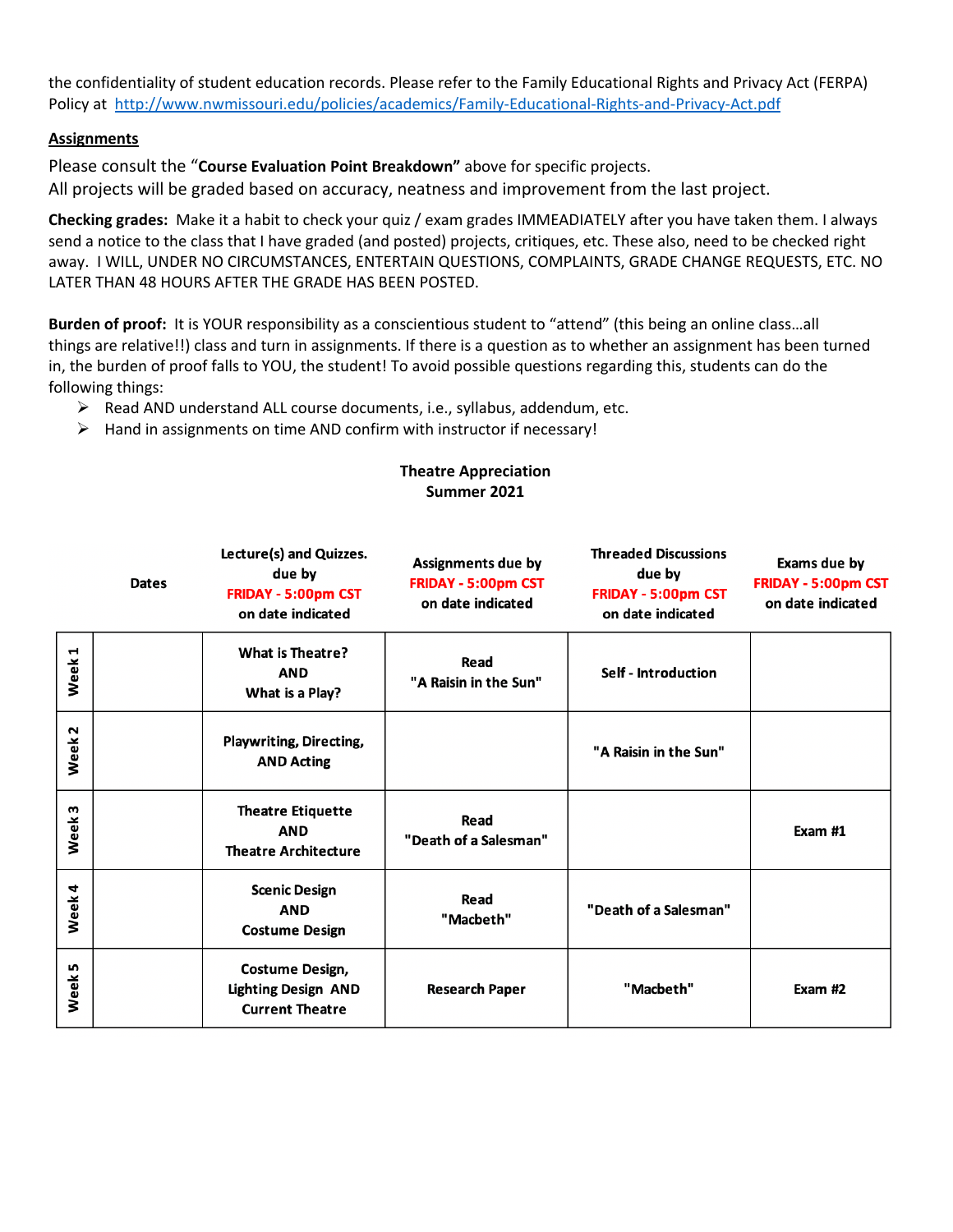the confidentiality of student education records. Please refer to the Family Educational Rights and Privacy Act (FERPA) Policy at http://www.nwmissouri.edu/policies/academics/Family-Educational-Rights-and-Privacy-Act.pdf

## Assignments

Please consult the "**Course Evaluation Point Breakdown"** above for specific projects.
All projects will be graded based on accuracy, neatness and improvement from the last project.

**Checking grades:** Make it a habit to check your quiz / exam grades IMMEADIATELY after you have taken them. I always send a notice to the class that I have graded (and posted) projects, critiques, etc. These also, need to be checked right away. I WILL, UNDER NO CIRCUMSTANCES, ENTERTAIN QUESTIONS, COMPLAINTS, GRADE CHANGE REQUESTS, ETC. NO LATER THAN 48 HOURS AFTER THE GRADE HAS BEEN POSTED.

**Burden of proof:** It is YOUR responsibility as a conscientious student to "attend" (this being an online class…all things are relative!!) class and turn in assignments. If there is a question as to whether an assignment has been turned in, the burden of proof falls to YOU, the student! To avoid possible questions regarding this, students can do the following things:

- Read AND understand ALL course documents, i.e., syllabus, addendum, etc.
- Hand in assignments on time AND confirm with instructor if necessary!

**Theatre Appreciation**
**Summer 2021**

| | Dates | Lecture(s) and Quizzes. due by FRIDAY - 5:00pm CST on date indicated | Assignments due by FRIDAY - 5:00pm CST on date indicated | Threaded Discussions due by FRIDAY - 5:00pm CST on date indicated | Exams due by FRIDAY - 5:00pm CST on date indicated |
|---|---|---|---|---|---|
| Week 1 | | What is Theatre? AND What is a Play? | Read "A Raisin in the Sun" | Self - Introduction | |
| Week 2 | | Playwriting, Directing, AND Acting | | "A Raisin in the Sun" | |
| Week 3 | | Theatre Etiquette AND Theatre Architecture | Read "Death of a Salesman" | | Exam #1 |
| Week 4 | | Scenic Design AND Costume Design | Read "Macbeth" | "Death of a Salesman" | |
| Week 5 | | Costume Design, Lighting Design AND Current Theatre | Research Paper | "Macbeth" | Exam #2 |